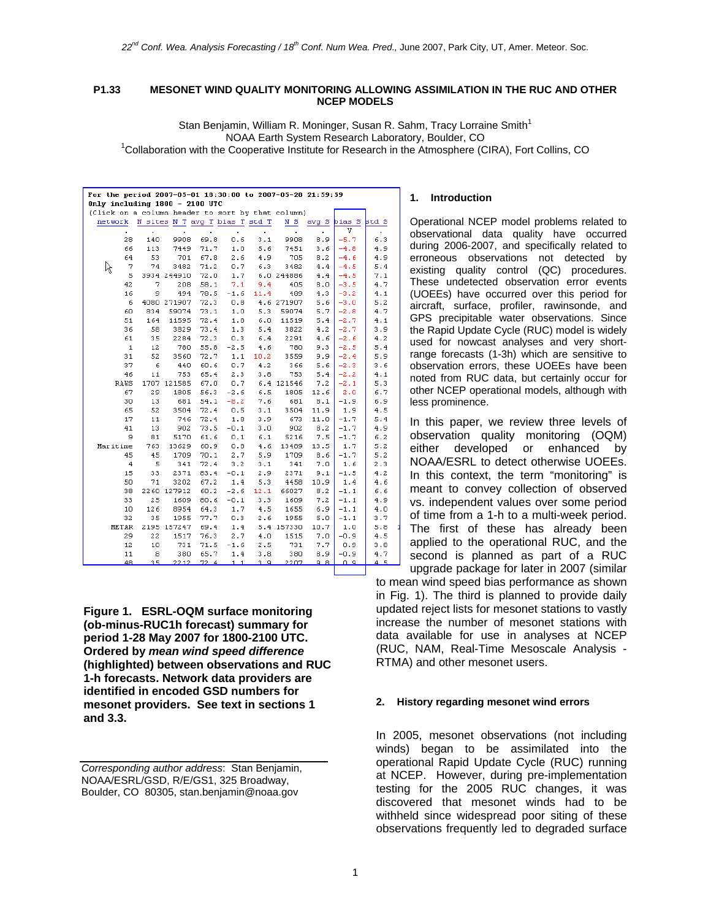# P1.33 MESONET WIND QUALITY MONITORING ALLOWING ASSIMILATION IN THE RUC AND OTHER NCEP MODELS

Stan Benjamin, William R. Moninger, Susan R. Sahm, Tracy Lorraine Smith[1]
NOAA Earth System Research Laboratory, Boulder, CO
[1]Collaboration with the Cooperative Institute for Research in the Atmosphere (CIRA), Fort Collins, CO

For the period 2007-05-01 18:30:00 to 2007-05-28 21:59:59
Only including 1800 - 2100 UTC
(Click on a column header to sort by that column)

| network | N sites | N T | avg T | bias T | std T | N S | avg S | bias S | std S |
|---|---|---|---|---|---|---|---|---|---|
| . | . | . | . | . | . | . | . | V | . |
| 28 | 140 | 9908 | 69.8 | 0.6 | 3.1 | 9908 | 8.9 | -5.7 | 6.3 |
| 66 | 113 | 7449 | 71.7 | 1.0 | 5.6 | 7451 | 3.6 | -4.8 | 4.9 |
| 64 | 53 | 701 | 67.8 | 2.6 | 4.9 | 705 | 8.2 | -4.6 | 4.9 |
| 7 | 74 | 3482 | 71.2 | 0.7 | 6.3 | 3482 | 4.4 | -4.5 | 5.4 |
| 5 | 3934 | 244910 | 72.0 | 1.7 | 6.0 | 244886 | 4.4 | -4.5 | 7.1 |
| 42 | 7 | 208 | 58.1 | 7.1 | 9.4 | 405 | 8.0 | -3.5 | 4.7 |
| 16 | 9 | 494 | 78.5 | -1.6 | 11.4 | 489 | 4.3 | -3.2 | 4.1 |
| 6 | 4080 | 271907 | 72.3 | 0.8 | 4.6 | 271907 | 5.6 | -3.0 | 5.2 |
| 60 | 834 | 59074 | 73.1 | 1.0 | 5.3 | 59074 | 5.7 | -2.8 | 4.7 |
| 51 | 164 | 11595 | 72.4 | 1.8 | 6.0 | 11519 | 5.4 | -2.7 | 4.1 |
| 36 | 58 | 3829 | 73.4 | 1.3 | 5.4 | 3822 | 4.2 | -2.7 | 3.9 |
| 61 | 35 | 2284 | 72.3 | 0.3 | 6.4 | 2291 | 4.6 | -2.6 | 4.2 |
| 1 | 12 | 780 | 55.8 | -2.5 | 4.6 | 780 | 9.3 | -2.5 | 5.4 |
| 31 | 52 | 3560 | 72.7 | 1.1 | 10.2 | 3559 | 9.9 | -2.4 | 5.9 |
| 37 | 6 | 440 | 60.6 | 0.7 | 4.2 | 366 | 5.6 | -2.3 | 3.6 |
| 46 | 11 | 753 | 65.4 | 2.3 | 3.8 | 753 | 5.4 | -2.2 | 4.1 |
| RAWS | 1707 | 121585 | 67.0 | 0.7 | 6.4 | 121546 | 7.2 | -2.1 | 5.3 |
| 67 | 29 | 1805 | 56.3 | -2.6 | 6.5 | 1805 | 12.6 | 2.0 | 6.7 |
| 30 | 13 | 681 | 54.1 | -8.2 | 7.6 | 681 | 8.1 | -1.9 | 6.9 |
| 65 | 52 | 3504 | 72.4 | 0.5 | 3.1 | 3504 | 11.9 | 1.9 | 4.5 |
| 17 | 11 | 746 | 72.4 | 1.8 | 3.9 | 673 | 11.0 | -1.7 | 5.4 |
| 41 | 13 | 902 | 73.5 | -0.1 | 3.0 | 902 | 8.2 | -1.7 | 4.9 |
| 9 | 81 | 5170 | 61.6 | 0.1 | 6.1 | 5216 | 7.5 | -1.7 | 6.2 |
| Maritime | 763 | 13629 | 60.9 | 0.8 | 4.6 | 13409 | 13.5 | 1.7 | 5.2 |
| 45 | 45 | 1709 | 70.1 | 2.7 | 5.9 | 1709 | 8.6 | -1.7 | 5.2 |
| 4 | 5 | 341 | 72.4 | 3.2 | 3.1 | 341 | 7.0 | 1.6 | 2.3 |
| 15 | 33 | 2371 | 83.4 | -0.1 | 2.9 | 2371 | 9.1 | -1.5 | 4.2 |
| 50 | 71 | 3202 | 67.2 | 1.4 | 5.3 | 4458 | 10.9 | 1.4 | 4.6 |
| 38 | 2260 | 127912 | 60.2 | -2.6 | 12.1 | 66027 | 8.2 | -1.1 | 6.6 |
| 33 | 25 | 1609 | 80.6 | -0.1 | 3.3 | 1609 | 7.2 | -1.1 | 4.9 |
| 10 | 126 | 8954 | 64.3 | 1.7 | 4.5 | 1655 | 6.9 | -1.1 | 4.0 |
| 32 | 35 | 1955 | 77.7 | 0.3 | 2.6 | 1955 | 5.0 | -1.1 | 3.7 |
| METAR | 2195 | 157247 | 69.4 | 1.4 | 5.4 | 157330 | 10.7 | 1.0 | 5.8 |
| 29 | 22 | 1517 | 76.3 | 2.7 | 4.0 | 1515 | 7.0 | -0.9 | 4.5 |
| 12 | 10 | 731 | 71.5 | -1.6 | 2.5 | 731 | 7.7 | 0.9 | 3.8 |
| 11 | 8 | 380 | 65.7 | 1.4 | 3.8 | 380 | 8.9 | -0.9 | 4.7 |
| 48 | 35 | 2212 | 72.4 | 1.1 | 3.9 | 2207 | 9.8 | 0.9 | 4.5 |

**Figure 1. ESRL-OQM surface monitoring (ob-minus-RUC1h forecast) summary for period 1-28 May 2007 for 1800-2100 UTC. Ordered by *mean wind speed difference* (highlighted) between observations and RUC 1-h forecasts. Network data providers are identified in encoded GSD numbers for mesonet providers. See text in sections 1 and 3.3.**

## 1. Introduction

Operational NCEP model problems related to observational data quality have occurred during 2006-2007, and specifically related to erroneous observations not detected by existing quality control (QC) procedures. These undetected observation error events (UOEEs) have occurred over this period for aircraft, surface, profiler, rawinsonde, and GPS precipitable water observations. Since the Rapid Update Cycle (RUC) model is widely used for nowcast analyses and very short-range forecasts (1-3h) which are sensitive to observation errors, these UOEEs have been noted from RUC data, but certainly occur for other NCEP operational models, although with less prominence.

In this paper, we review three levels of observation quality monitoring (OQM) either developed or enhanced by NOAA/ESRL to detect otherwise UOEEs. In this context, the term "monitoring" is meant to convey collection of observed vs. independent values over some period of time from a 1-h to a multi-week period. The first of these has already been applied to the operational RUC, and the second is planned as part of a RUC upgrade package for later in 2007 (similar to mean wind speed bias performance as shown in Fig. 1). The third is planned to provide daily updated reject lists for mesonet stations to vastly increase the number of mesonet stations with data available for use in analyses at NCEP (RUC, NAM, Real-Time Mesoscale Analysis - RTMA) and other mesonet users.

## 2. History regarding mesonet wind errors

In 2005, mesonet observations (not including winds) began to be assimilated into the operational Rapid Update Cycle (RUC) running at NCEP. However, during pre-implementation testing for the 2005 RUC changes, it was discovered that mesonet winds had to be withheld since widespread poor siting of these observations frequently led to degraded surface

*Corresponding author address*: Stan Benjamin, NOAA/ESRL/GSD, R/E/GS1, 325 Broadway, Boulder, CO 80305, stan.benjamin@noaa.gov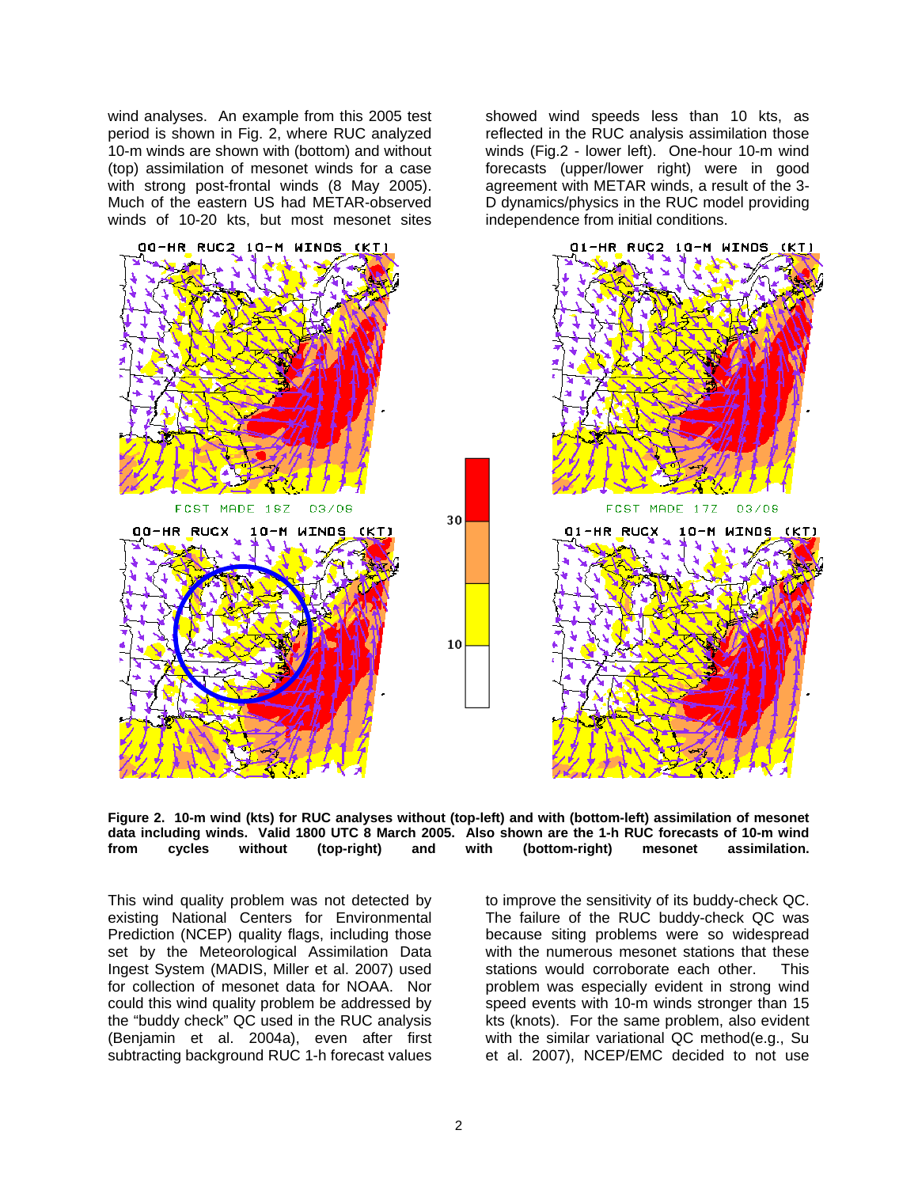wind analyses. An example from this 2005 test period is shown in Fig. 2, where RUC analyzed 10-m winds are shown with (bottom) and without (top) assimilation of mesonet winds for a case with strong post-frontal winds (8 May 2005). Much of the eastern US had METAR-observed winds of 10-20 kts, but most mesonet sites showed wind speeds less than 10 kts, as reflected in the RUC analysis assimilation those winds (Fig.2 - lower left). One-hour 10-m wind forecasts (upper/lower right) were in good agreement with METAR winds, a result of the 3-D dynamics/physics in the RUC model providing independence from initial conditions.

**Figure 2. 10-m wind (kts) for RUC analyses without (top-left) and with (bottom-left) assimilation of mesonet data including winds. Valid 1800 UTC 8 March 2005. Also shown are the 1-h RUC forecasts of 10-m wind from cycles without (top-right) and with (bottom-right) mesonet assimilation.**

This wind quality problem was not detected by existing National Centers for Environmental Prediction (NCEP) quality flags, including those set by the Meteorological Assimilation Data Ingest System (MADIS, Miller et al. 2007) used for collection of mesonet data for NOAA. Nor could this wind quality problem be addressed by the "buddy check" QC used in the RUC analysis (Benjamin et al. 2004a), even after first subtracting background RUC 1-h forecast values to improve the sensitivity of its buddy-check QC. The failure of the RUC buddy-check QC was because siting problems were so widespread with the numerous mesonet stations that these stations would corroborate each other. This problem was especially evident in strong wind speed events with 10-m winds stronger than 15 kts (knots). For the same problem, also evident with the similar variational QC method(e.g., Su et al. 2007), NCEP/EMC decided to not use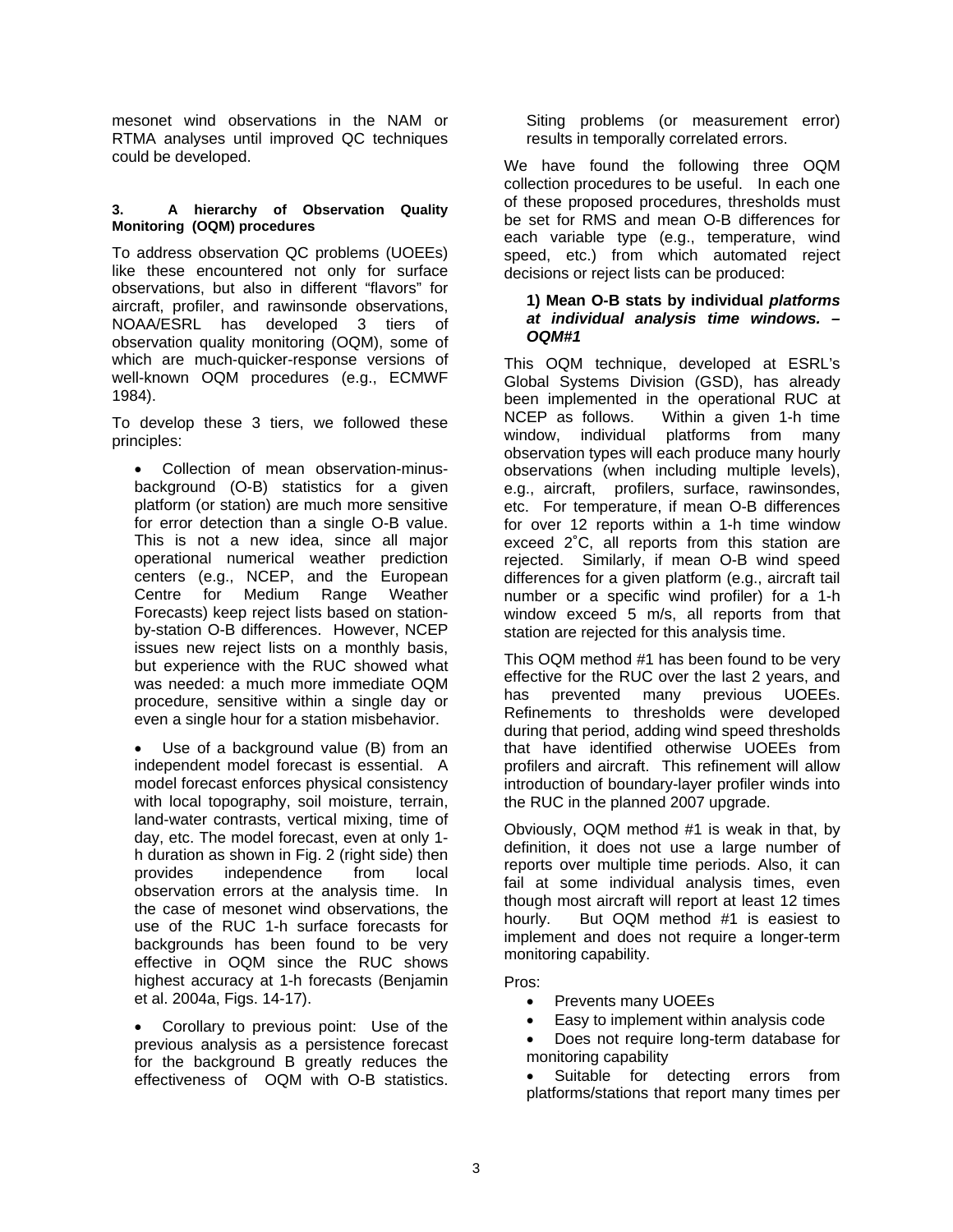mesonet wind observations in the NAM or RTMA analyses until improved QC techniques could be developed.

### 3. A hierarchy of Observation Quality Monitoring (OQM) procedures

To address observation QC problems (UOEEs) like these encountered not only for surface observations, but also in different "flavors" for aircraft, profiler, and rawinsonde observations, NOAA/ESRL has developed 3 tiers of observation quality monitoring (OQM), some of which are much-quicker-response versions of well-known OQM procedures (e.g., ECMWF 1984).

To develop these 3 tiers, we followed these principles:

- Collection of mean observation-minus-background (O-B) statistics for a given platform (or station) are much more sensitive for error detection than a single O-B value. This is not a new idea, since all major operational numerical weather prediction centers (e.g., NCEP, and the European Centre for Medium Range Weather Forecasts) keep reject lists based on station-by-station O-B differences. However, NCEP issues new reject lists on a monthly basis, but experience with the RUC showed what was needed: a much more immediate OQM procedure, sensitive within a single day or even a single hour for a station misbehavior.
- Use of a background value (B) from an independent model forecast is essential. A model forecast enforces physical consistency with local topography, soil moisture, terrain, land-water contrasts, vertical mixing, time of day, etc. The model forecast, even at only 1-h duration as shown in Fig. 2 (right side) then provides independence from local observation errors at the analysis time. In the case of mesonet wind observations, the use of the RUC 1-h surface forecasts for backgrounds has been found to be very effective in OQM since the RUC shows highest accuracy at 1-h forecasts (Benjamin et al. 2004a, Figs. 14-17).
- Corollary to previous point: Use of the previous analysis as a persistence forecast for the background B greatly reduces the effectiveness of OQM with O-B statistics. Siting problems (or measurement error) results in temporally correlated errors.

We have found the following three OQM collection procedures to be useful. In each one of these proposed procedures, thresholds must be set for RMS and mean O-B differences for each variable type (e.g., temperature, wind speed, etc.) from which automated reject decisions or reject lists can be produced:

#### 1) Mean O-B stats by individual *platforms at individual analysis time windows. – OQM#1*

This OQM technique, developed at ESRL's Global Systems Division (GSD), has already been implemented in the operational RUC at NCEP as follows. Within a given 1-h time window, individual platforms from many observation types will each produce many hourly observations (when including multiple levels), e.g., aircraft, profilers, surface, rawinsondes, etc. For temperature, if mean O-B differences for over 12 reports within a 1-h time window exceed 2˚C, all reports from this station are rejected. Similarly, if mean O-B wind speed differences for a given platform (e.g., aircraft tail number or a specific wind profiler) for a 1-h window exceed 5 m/s, all reports from that station are rejected for this analysis time.

This OQM method #1 has been found to be very effective for the RUC over the last 2 years, and has prevented many previous UOEEs. Refinements to thresholds were developed during that period, adding wind speed thresholds that have identified otherwise UOEEs from profilers and aircraft. This refinement will allow introduction of boundary-layer profiler winds into the RUC in the planned 2007 upgrade.

Obviously, OQM method #1 is weak in that, by definition, it does not use a large number of reports over multiple time periods. Also, it can fail at some individual analysis times, even though most aircraft will report at least 12 times hourly. But OQM method #1 is easiest to implement and does not require a longer-term monitoring capability.

Pros:

- Prevents many UOEEs
- Easy to implement within analysis code
- Does not require long-term database for monitoring capability
- Suitable for detecting errors from platforms/stations that report many times per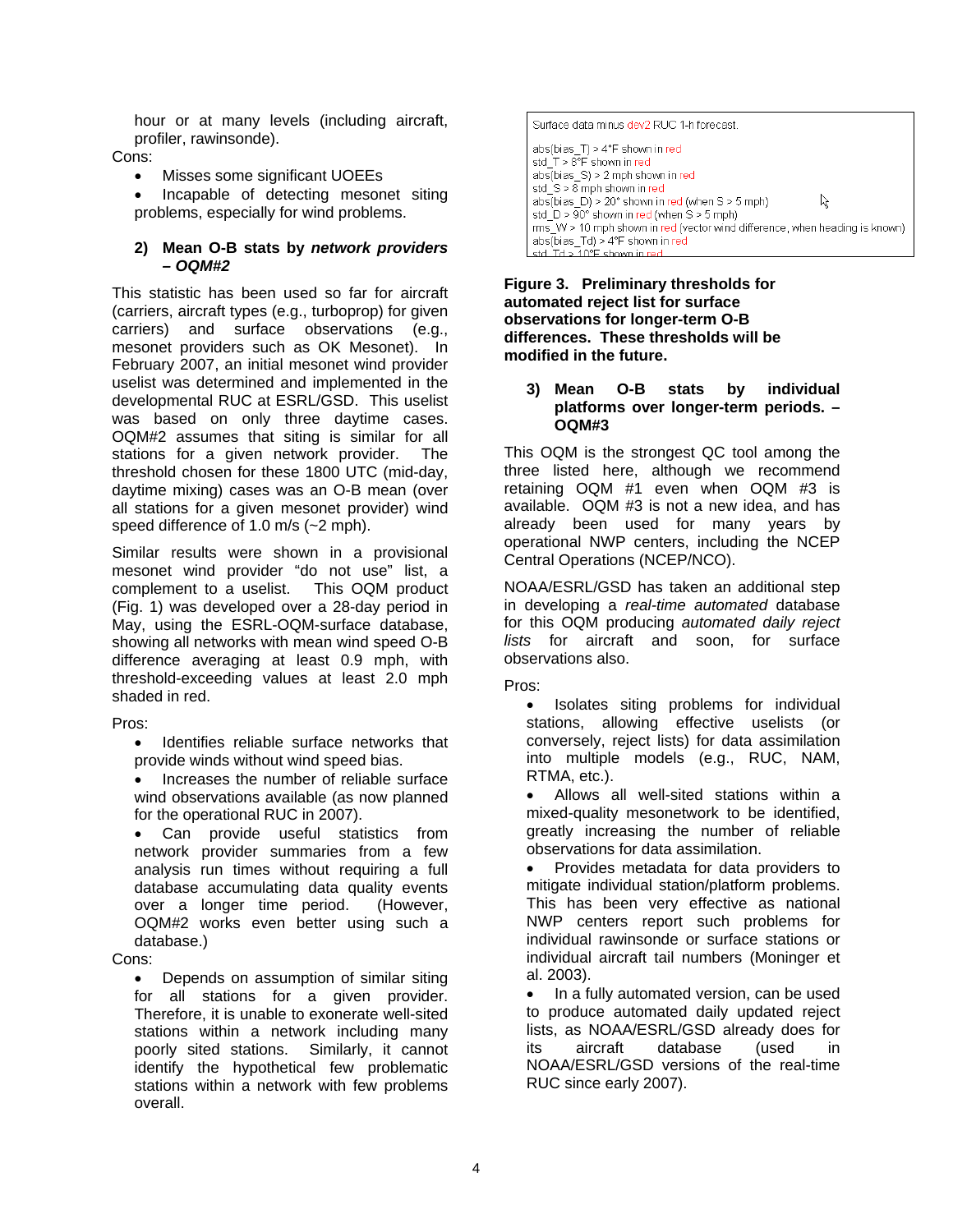hour or at many levels (including aircraft, profiler, rawinsonde).

Cons:

- Misses some significant UOEEs
- Incapable of detecting mesonet siting problems, especially for wind problems.

**2) Mean O-B stats by *network providers* – *OQM#2***

This statistic has been used so far for aircraft (carriers, aircraft types (e.g., turboprop) for given carriers) and surface observations (e.g., mesonet providers such as OK Mesonet). In February 2007, an initial mesonet wind provider uselist was determined and implemented in the developmental RUC at ESRL/GSD. This uselist was based on only three daytime cases. OQM#2 assumes that siting is similar for all stations for a given network provider. The threshold chosen for these 1800 UTC (mid-day, daytime mixing) cases was an O-B mean (over all stations for a given mesonet provider) wind speed difference of 1.0 m/s (~2 mph).

Similar results were shown in a provisional mesonet wind provider "do not use" list, a complement to a uselist. This OQM product (Fig. 1) was developed over a 28-day period in May, using the ESRL-OQM-surface database, showing all networks with mean wind speed O-B difference averaging at least 0.9 mph, with threshold-exceeding values at least 2.0 mph shaded in red.

Pros:

- Identifies reliable surface networks that provide winds without wind speed bias.
- Increases the number of reliable surface wind observations available (as now planned for the operational RUC in 2007).
- Can provide useful statistics from network provider summaries from a few analysis run times without requiring a full database accumulating data quality events over a longer time period. (However, OQM#2 works even better using such a database.)

Cons:

- Depends on assumption of similar siting for all stations for a given provider. Therefore, it is unable to exonerate well-sited stations within a network including many poorly sited stations. Similarly, it cannot identify the hypothetical few problematic stations within a network with few problems overall.

```
Surface data minus dev2 RUC 1-h forecast.

abs(bias_T) > 4°F shown in red
std_T > 8°F shown in red
abs(bias_S) > 2 mph shown in red
std_S > 8 mph shown in red
abs(bias_D) > 20° shown in red (when S > 5 mph)
std_D > 90° shown in red (when S > 5 mph)
rms_W > 10 mph shown in red (vector wind difference, when heading is known)
abs(bias_Td) > 4°F shown in red
std_Td > 10°F shown in red
```

**Figure 3. Preliminary thresholds for automated reject list for surface observations for longer-term O-B differences. These thresholds will be modified in the future.**

**3) Mean O-B stats by individual platforms over longer-term periods. – OQM#3**

This OQM is the strongest QC tool among the three listed here, although we recommend retaining OQM #1 even when OQM #3 is available. OQM #3 is not a new idea, and has already been used for many years by operational NWP centers, including the NCEP Central Operations (NCEP/NCO).

NOAA/ESRL/GSD has taken an additional step in developing a *real-time automated* database for this OQM producing *automated daily reject lists* for aircraft and soon, for surface observations also.

Pros:

- Isolates siting problems for individual stations, allowing effective uselists (or conversely, reject lists) for data assimilation into multiple models (e.g., RUC, NAM, RTMA, etc.).
- Allows all well-sited stations within a mixed-quality mesonetwork to be identified, greatly increasing the number of reliable observations for data assimilation.
- Provides metadata for data providers to mitigate individual station/platform problems. This has been very effective as national NWP centers report such problems for individual rawinsonde or surface stations or individual aircraft tail numbers (Moninger et al. 2003).
- In a fully automated version, can be used to produce automated daily updated reject lists, as NOAA/ESRL/GSD already does for its aircraft database (used in NOAA/ESRL/GSD versions of the real-time RUC since early 2007).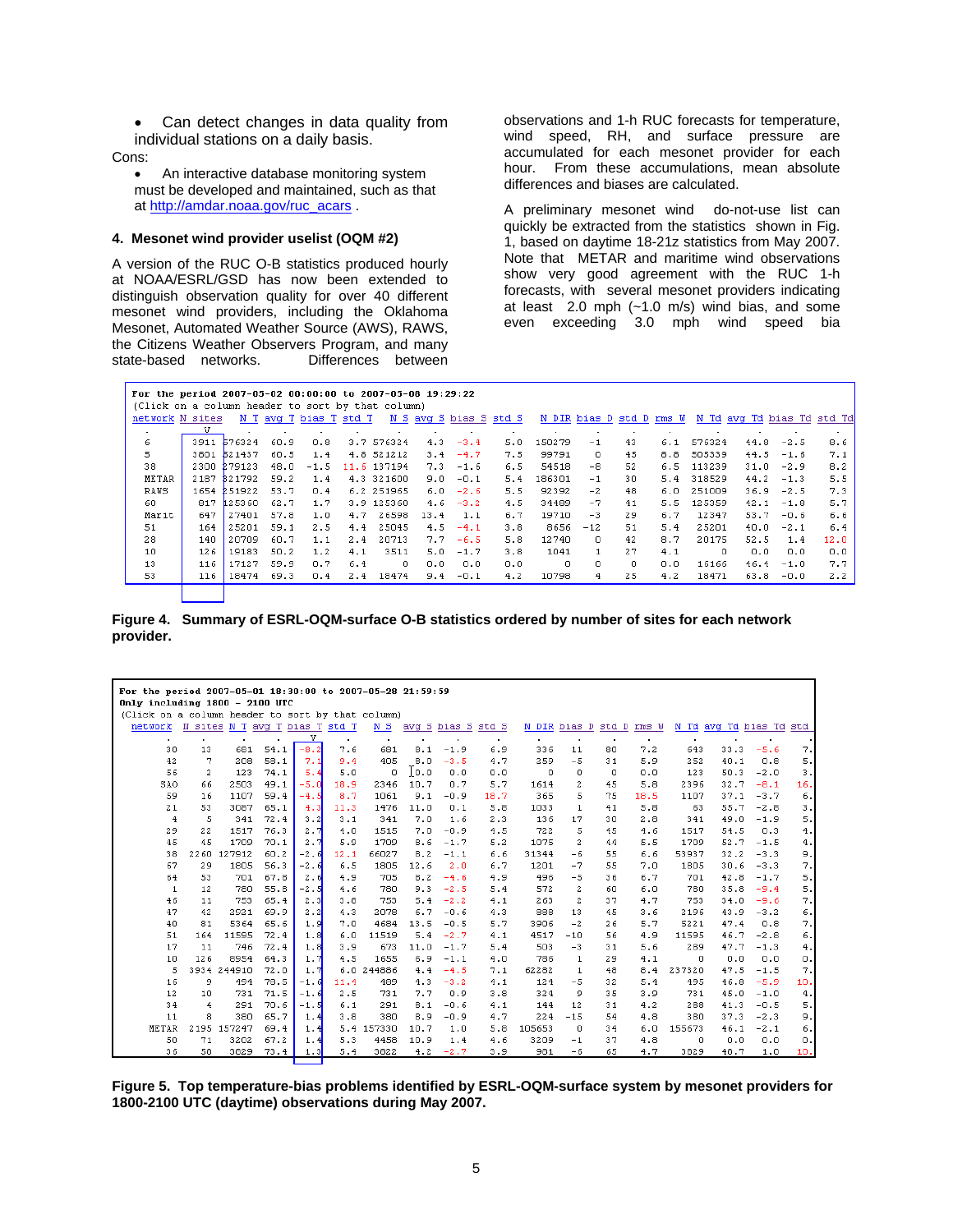- Can detect changes in data quality from individual stations on a daily basis.

Cons:

- An interactive database monitoring system must be developed and maintained, such as that at http://amdar.noaa.gov/ruc_acars .

### 4. Mesonet wind provider uselist (OQM #2)

A version of the RUC O-B statistics produced hourly at NOAA/ESRL/GSD has now been extended to distinguish observation quality for over 40 different mesonet wind providers, including the Oklahoma Mesonet, Automated Weather Source (AWS), RAWS, the Citizens Weather Observers Program, and many state-based networks. Differences between observations and 1-h RUC forecasts for temperature, wind speed, RH, and surface pressure are accumulated for each mesonet provider for each hour. From these accumulations, mean absolute differences and biases are calculated.

A preliminary mesonet wind do-not-use list can quickly be extracted from the statistics shown in Fig. 1, based on daytime 18-21z statistics from May 2007. Note that METAR and maritime wind observations show very good agreement with the RUC 1-h forecasts, with several mesonet providers indicating at least 2.0 mph (~1.0 m/s) wind bias, and some even exceeding 3.0 mph wind speed bia

For the period 2007-05-02 00:00:00 to 2007-05-08 19:29:22
(Click on a column header to sort by that column)

| network | N sites | N T | avg T | bias T | std T | N S | avg S | bias S | std S | N DIR | bias D | std D | rms W | N Td | avg Td | bias Td | std Td |
|---|---|---|---|---|---|---|---|---|---|---|---|---|---|---|---|---|---|
| . | v | . | . | . | . | . | . | . | . | . | . | . | . | . | . | . | . |
| 6 | 3911 | 576324 | 60.9 | 0.8 | 3.7 | 576324 | 4.3 | -3.4 | 5.0 | 150279 | -1 | 43 | 6.1 | 576324 | 44.8 | -2.5 | 8.6 |
| 5 | 3801 | 521437 | 60.5 | 1.4 | 4.8 | 521212 | 3.4 | -4.7 | 7.5 | 99791 | 0 | 45 | 8.8 | 505339 | 44.5 | -1.6 | 7.1 |
| 38 | 2300 | 279123 | 48.0 | -1.5 | 11.5 | 137194 | 7.3 | -1.6 | 6.5 | 54518 | -8 | 52 | 6.5 | 113239 | 31.0 | -2.9 | 8.2 |
| METAR | 2187 | 321792 | 59.2 | 1.4 | 4.3 | 321600 | 9.0 | -0.1 | 5.4 | 186301 | -1 | 30 | 5.4 | 318529 | 44.2 | -1.3 | 5.5 |
| RAWS | 1654 | 251922 | 53.7 | 0.4 | 6.2 | 251965 | 6.0 | -2.5 | 5.5 | 92392 | -2 | 48 | 6.0 | 251009 | 36.9 | -2.5 | 7.3 |
| 60 | 817 | 125360 | 62.7 | 1.7 | 3.9 | 125360 | 4.6 | -3.2 | 4.5 | 34489 | -7 | 41 | 5.5 | 125359 | 42.1 | -1.8 | 5.7 |
| Marit | 647 | 27401 | 57.8 | 1.0 | 4.7 | 26598 | 13.4 | 1.1 | 6.7 | 19710 | -3 | 29 | 6.7 | 12347 | 53.7 | -0.6 | 6.6 |
| 51 | 164 | 25201 | 59.1 | 2.5 | 4.4 | 25045 | 4.5 | -4.1 | 3.8 | 8656 | -12 | 51 | 5.4 | 25201 | 40.0 | -2.1 | 6.4 |
| 28 | 140 | 20709 | 60.7 | 1.1 | 2.4 | 20713 | 7.7 | -6.5 | 5.8 | 12740 | 0 | 42 | 8.7 | 20175 | 52.5 | 1.4 | 12.0 |
| 10 | 126 | 19183 | 50.2 | 1.2 | 4.1 | 3511 | 5.0 | -1.7 | 3.8 | 1041 | 1 | 27 | 4.1 | 0 | 0.0 | 0.0 | 0.0 |
| 13 | 116 | 17127 | 59.9 | 0.7 | 6.4 | 0 | 0.0 | 0.0 | 0.0 | 0 | 0 | 0 | 0.0 | 16166 | 46.4 | -1.0 | 7.7 |
| 53 | 116 | 18474 | 69.3 | 0.4 | 2.4 | 18474 | 9.4 | -0.1 | 4.2 | 10798 | 4 | 25 | 4.2 | 18471 | 63.8 | -0.0 | 2.2 |

**Figure 4. Summary of ESRL-OQM-surface O-B statistics ordered by number of sites for each network provider.**

For the period 2007-05-01 18:30:00 to 2007-05-28 21:59:59
Only including 1800 - 2100 UTC
(Click on a column header to sort by that column)

| network | N sites | N T | avg T | bias T | std T | N S | avg S | bias S | std S | N DIR | bias D | std D | rms W | N Td | avg Td | bias Td | std |
|---|---|---|---|---|---|---|---|---|---|---|---|---|---|---|---|---|---|
| . | . | . | . | v | . | . | . | . | . | . | . | . | . | . | . | . | . |
| 30 | 13 | 681 | 54.1 | -8.2 | 7.6 | 681 | 8.1 | -1.9 | 6.9 | 336 | 11 | 80 | 7.2 | 649 | 33.3 | -5.6 | 7. |
| 42 | 7 | 208 | 58.1 | 7.1 | 9.4 | 405 | 8.0 | -3.5 | 4.7 | 259 | -5 | 31 | 5.9 | 252 | 40.1 | 0.8 | 5. |
| 56 | 2 | 123 | 74.1 | 5.4 | 5.0 | 0 | 0.0 | 0.0 | 0.0 | 0 | 0 | 0 | 0.0 | 123 | 50.3 | -2.0 | 3. |
| SAO | 66 | 2503 | 49.1 | -5.0 | 18.9 | 2346 | 10.7 | 0.7 | 5.7 | 1614 | 2 | 45 | 5.8 | 2396 | 32.7 | -8.1 | 16. |
| 59 | 16 | 1107 | 59.4 | -4.5 | 8.7 | 1061 | 9.1 | -0.9 | 18.7 | 365 | 5 | 75 | 18.5 | 1107 | 37.1 | -3.7 | 6. |
| 21 | 53 | 3087 | 65.1 | 4.3 | 11.3 | 1476 | 11.0 | 0.1 | 5.8 | 1033 | 1 | 41 | 5.8 | 63 | 55.7 | -2.8 | 3. |
| 4 | 5 | 341 | 72.4 | 3.2 | 3.1 | 341 | 7.0 | 1.6 | 2.3 | 136 | 17 | 30 | 2.0 | 341 | 49.0 | -1.9 | 5. |
| 29 | 22 | 1517 | 76.3 | 2.7 | 4.0 | 1515 | 7.0 | -0.9 | 4.5 | 722 | 5 | 45 | 4.6 | 1517 | 54.5 | 0.3 | 4. |
| 45 | 45 | 1709 | 70.1 | 2.7 | 5.9 | 1709 | 8.6 | -1.7 | 5.2 | 1075 | 2 | 44 | 5.5 | 1709 | 52.7 | -1.5 | 4. |
| 38 | 2260 | 127912 | 60.2 | -2.6 | 12.1 | 66027 | 8.2 | -1.1 | 6.6 | 31344 | -6 | 55 | 6.6 | 53937 | 32.2 | -3.3 | 9. |
| 67 | 29 | 1805 | 56.3 | -2.6 | 6.5 | 1805 | 12.6 | 2.0 | 6.7 | 1201 | -7 | 55 | 7.0 | 1805 | 30.6 | -3.3 | 7. |
| 64 | 53 | 701 | 67.8 | 2.6 | 4.9 | 705 | 8.2 | -4.6 | 4.9 | 496 | -5 | 36 | 6.7 | 701 | 42.8 | -1.7 | 5. |
| 1 | 12 | 780 | 55.8 | -2.5 | 4.6 | 780 | 9.3 | -2.5 | 5.4 | 572 | 2 | 60 | 6.0 | 780 | 35.8 | -9.4 | 5. |
| 46 | 11 | 753 | 65.4 | 2.3 | 3.8 | 753 | 5.4 | -2.2 | 4.1 | 263 | 2 | 37 | 4.7 | 753 | 34.0 | -9.6 | 7. |
| 47 | 42 | 2521 | 69.9 | 2.2 | 4.3 | 2078 | 6.7 | -0.6 | 4.3 | 888 | 13 | 45 | 3.6 | 2196 | 43.9 | -3.2 | 6. |
| 40 | 81 | 5364 | 65.6 | 1.9 | 7.0 | 4684 | 13.5 | -0.5 | 5.5 | 3906 | -2 | 26 | 5.7 | 5221 | 47.4 | 0.8 | 7. |
| 51 | 164 | 11595 | 72.4 | 1.8 | 6.0 | 11519 | 5.4 | -2.7 | 4.1 | 4517 | -10 | 56 | 4.9 | 11595 | 46.7 | -2.8 | 6. |
| 17 | 11 | 746 | 72.4 | 1.8 | 3.9 | 673 | 11.0 | -1.7 | 5.4 | 503 | -3 | 31 | 5.6 | 289 | 47.7 | -1.3 | 4. |
| 10 | 126 | 8954 | 64.3 | 1.7 | 4.5 | 1655 | 6.9 | -1.1 | 4.0 | 786 | 1 | 29 | 4.1 | 0 | 0.0 | 0.0 | 0. |
| 5 | 3934 | 244910 | 72.0 | 1.7 | 6.0 | 244886 | 4.4 | -4.5 | 7.1 | 62282 | 1 | 48 | 8.4 | 237320 | 47.5 | -1.5 | 7. |
| 16 | 9 | 494 | 78.5 | -1.6 | 11.4 | 489 | 4.3 | -3.2 | 4.1 | 124 | -5 | 32 | 5.4 | 495 | 46.8 | -5.9 | 10. |
| 12 | 10 | 731 | 71.5 | -1.6 | 2.5 | 731 | 7.7 | 0.9 | 3.8 | 324 | 9 | 35 | 3.9 | 731 | 45.0 | -1.0 | 4. |
| 34 | 4 | 291 | 70.6 | -1.5 | 6.1 | 291 | 8.1 | -0.6 | 4.1 | 144 | 12 | 31 | 4.2 | 288 | 41.3 | -0.5 | 5. |
| 11 | 8 | 380 | 65.7 | 1.4 | 3.8 | 380 | 8.9 | -0.9 | 4.7 | 224 | -15 | 54 | 4.8 | 380 | 37.3 | -2.3 | 9. |
| METAR | 2195 | 157247 | 69.4 | 1.4 | 5.4 | 157330 | 10.7 | 1.0 | 5.8 | 105653 | 0 | 34 | 6.0 | 155673 | 46.1 | -2.1 | 6. |
| 50 | 71 | 3202 | 67.2 | 1.4 | 5.3 | 4458 | 10.9 | 1.4 | 4.6 | 3209 | -1 | 37 | 4.8 | 0 | 0.0 | 0.0 | 0. |
| 36 | 58 | 3629 | 73.4 | 1.3 | 5.4 | 3622 | 4.2 | -2.7 | 3.9 | 981 | -6 | 65 | 4.7 | 3629 | 46.7 | 1.0 | 10. |

**Figure 5. Top temperature-bias problems identified by ESRL-OQM-surface system by mesonet providers for 1800-2100 UTC (daytime) observations during May 2007.**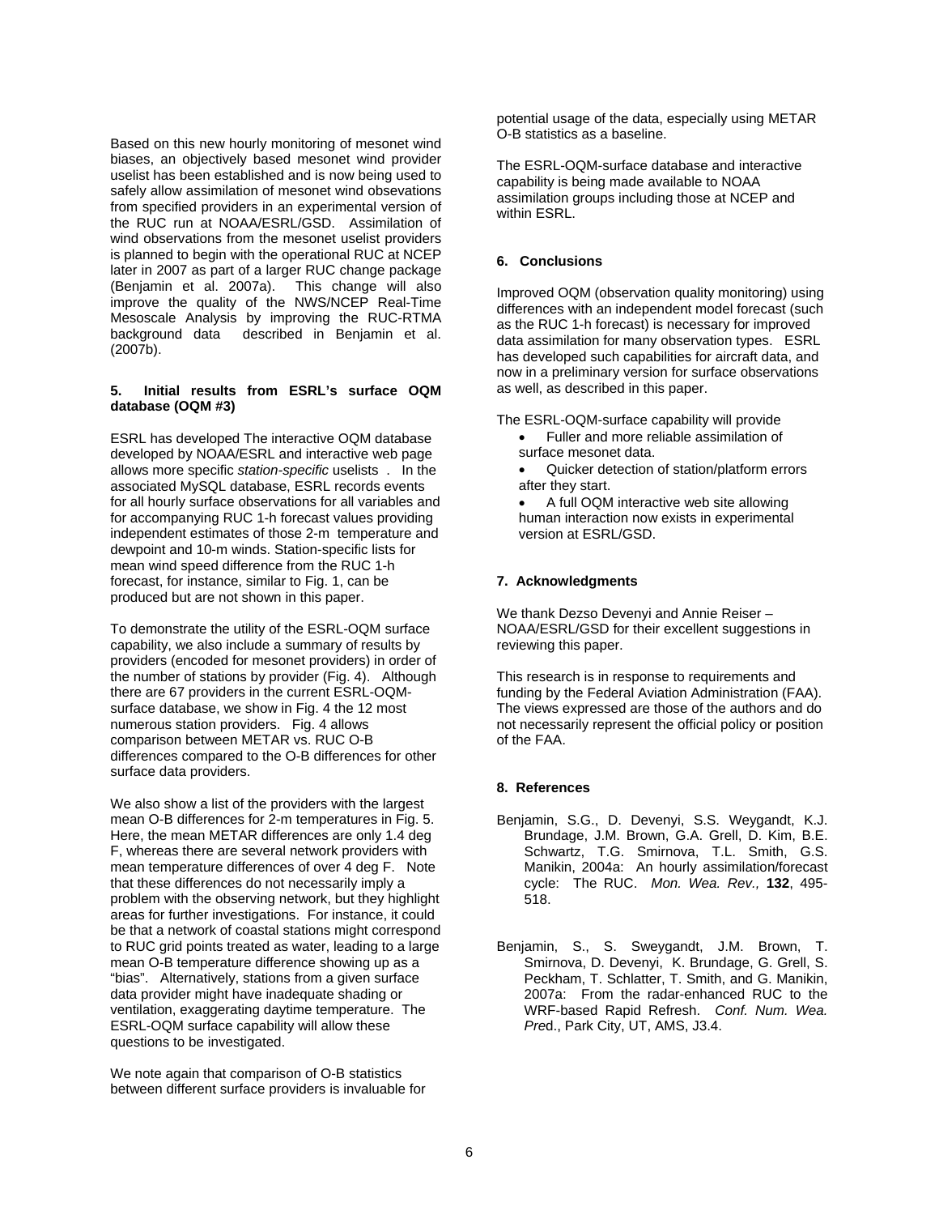Based on this new hourly monitoring of mesonet wind biases, an objectively based mesonet wind provider uselist has been established and is now being used to safely allow assimilation of mesonet wind obsevations from specified providers in an experimental version of the RUC run at NOAA/ESRL/GSD. Assimilation of wind observations from the mesonet uselist providers is planned to begin with the operational RUC at NCEP later in 2007 as part of a larger RUC change package (Benjamin et al. 2007a). This change will also improve the quality of the NWS/NCEP Real-Time Mesoscale Analysis by improving the RUC-RTMA background data described in Benjamin et al. (2007b).

### 5. Initial results from ESRL's surface OQM database (OQM #3)

ESRL has developed The interactive OQM database developed by NOAA/ESRL and interactive web page allows more specific *station-specific* uselists . In the associated MySQL database, ESRL records events for all hourly surface observations for all variables and for accompanying RUC 1-h forecast values providing independent estimates of those 2-m temperature and dewpoint and 10-m winds. Station-specific lists for mean wind speed difference from the RUC 1-h forecast, for instance, similar to Fig. 1, can be produced but are not shown in this paper.

To demonstrate the utility of the ESRL-OQM surface capability, we also include a summary of results by providers (encoded for mesonet providers) in order of the number of stations by provider (Fig. 4). Although there are 67 providers in the current ESRL-OQM-surface database, we show in Fig. 4 the 12 most numerous station providers. Fig. 4 allows comparison between METAR vs. RUC O-B differences compared to the O-B differences for other surface data providers.

We also show a list of the providers with the largest mean O-B differences for 2-m temperatures in Fig. 5. Here, the mean METAR differences are only 1.4 deg F, whereas there are several network providers with mean temperature differences of over 4 deg F. Note that these differences do not necessarily imply a problem with the observing network, but they highlight areas for further investigations. For instance, it could be that a network of coastal stations might correspond to RUC grid points treated as water, leading to a large mean O-B temperature difference showing up as a "bias". Alternatively, stations from a given surface data provider might have inadequate shading or ventilation, exaggerating daytime temperature. The ESRL-OQM surface capability will allow these questions to be investigated.

We note again that comparison of O-B statistics between different surface providers is invaluable for potential usage of the data, especially using METAR O-B statistics as a baseline.

The ESRL-OQM-surface database and interactive capability is being made available to NOAA assimilation groups including those at NCEP and within ESRL.

### 6. Conclusions

Improved OQM (observation quality monitoring) using differences with an independent model forecast (such as the RUC 1-h forecast) is necessary for improved data assimilation for many observation types. ESRL has developed such capabilities for aircraft data, and now in a preliminary version for surface observations as well, as described in this paper.

The ESRL-OQM-surface capability will provide

- Fuller and more reliable assimilation of surface mesonet data.
- Quicker detection of station/platform errors after they start.
- A full OQM interactive web site allowing human interaction now exists in experimental version at ESRL/GSD.

### 7. Acknowledgments

We thank Dezso Devenyi and Annie Reiser – NOAA/ESRL/GSD for their excellent suggestions in reviewing this paper.

This research is in response to requirements and funding by the Federal Aviation Administration (FAA). The views expressed are those of the authors and do not necessarily represent the official policy or position of the FAA.

### 8. References

Benjamin, S.G., D. Devenyi, S.S. Weygandt, K.J. Brundage, J.M. Brown, G.A. Grell, D. Kim, B.E. Schwartz, T.G. Smirnova, T.L. Smith, G.S. Manikin, 2004a: An hourly assimilation/forecast cycle: The RUC. *Mon. Wea. Rev.,* **132**, 495-518.

Benjamin, S., S. Sweygandt, J.M. Brown, T. Smirnova, D. Devenyi, K. Brundage, G. Grell, S. Peckham, T. Schlatter, T. Smith, and G. Manikin, 2007a: From the radar-enhanced RUC to the WRF-based Rapid Refresh. *Conf. Num. Wea. Pre*d., Park City, UT, AMS, J3.4.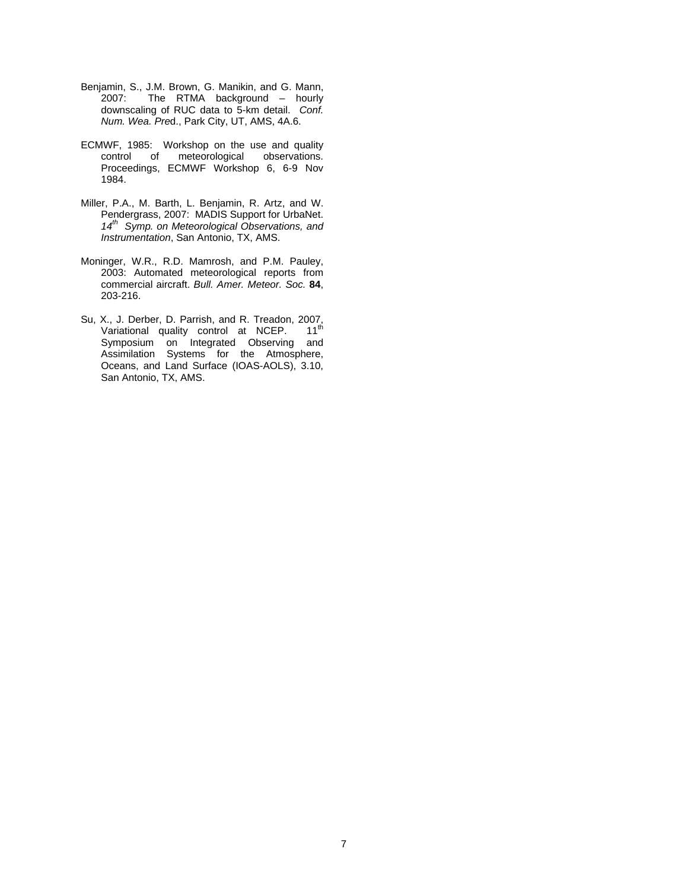Benjamin, S., J.M. Brown, G. Manikin, and G. Mann, 2007: The RTMA background – hourly downscaling of RUC data to 5-km detail. *Conf. Num. Wea. Pre*d., Park City, UT, AMS, 4A.6.

ECMWF, 1985: Workshop on the use and quality control of meteorological observations. Proceedings, ECMWF Workshop 6, 6-9 Nov 1984.

Miller, P.A., M. Barth, L. Benjamin, R. Artz, and W. Pendergrass, 2007: MADIS Support for UrbaNet. *14th Symp. on Meteorological Observations, and Instrumentation*, San Antonio, TX, AMS.

Moninger, W.R., R.D. Mamrosh, and P.M. Pauley, 2003: Automated meteorological reports from commercial aircraft. *Bull. Amer. Meteor. Soc.* **84**, 203-216.

Su, X., J. Derber, D. Parrish, and R. Treadon, 2007, Variational quality control at NCEP. 11th Symposium on Integrated Observing and Assimilation Systems for the Atmosphere, Oceans, and Land Surface (IOAS-AOLS), 3.10, San Antonio, TX, AMS.